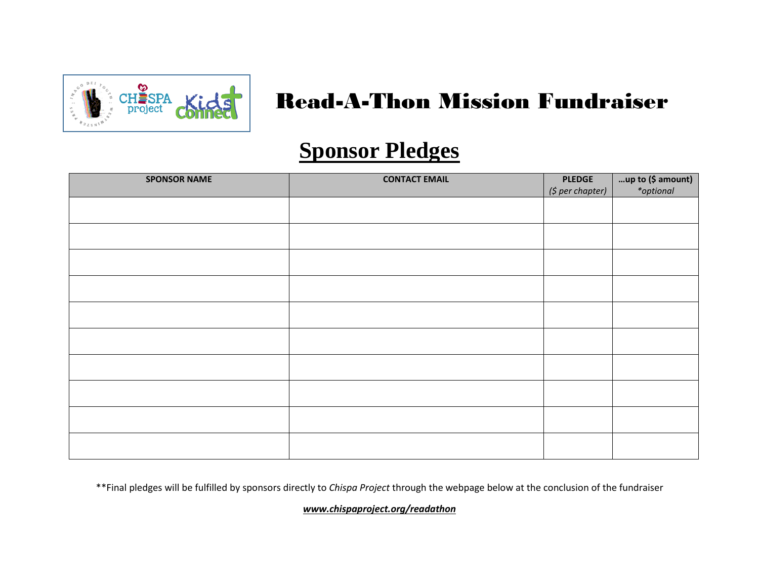# Read-A-Thon Mission Fundraiser

## Sponsor Pledges

| SPONSOR NAME | CONTACT EMAIL | PLEDGE *($ per chapter)* | …up to ($ amount) *\*optional* |
|---|---|---|---|
| | | | |
| | | | |
| | | | |
| | | | |
| | | | |
| | | | |
| | | | |
| | | | |
| | | | |
| | | | |

**Final pledges will be fulfilled by sponsors directly to *Chispa Project* through the webpage below at the conclusion of the fundraiser

***www.chispaproject.org/readathon***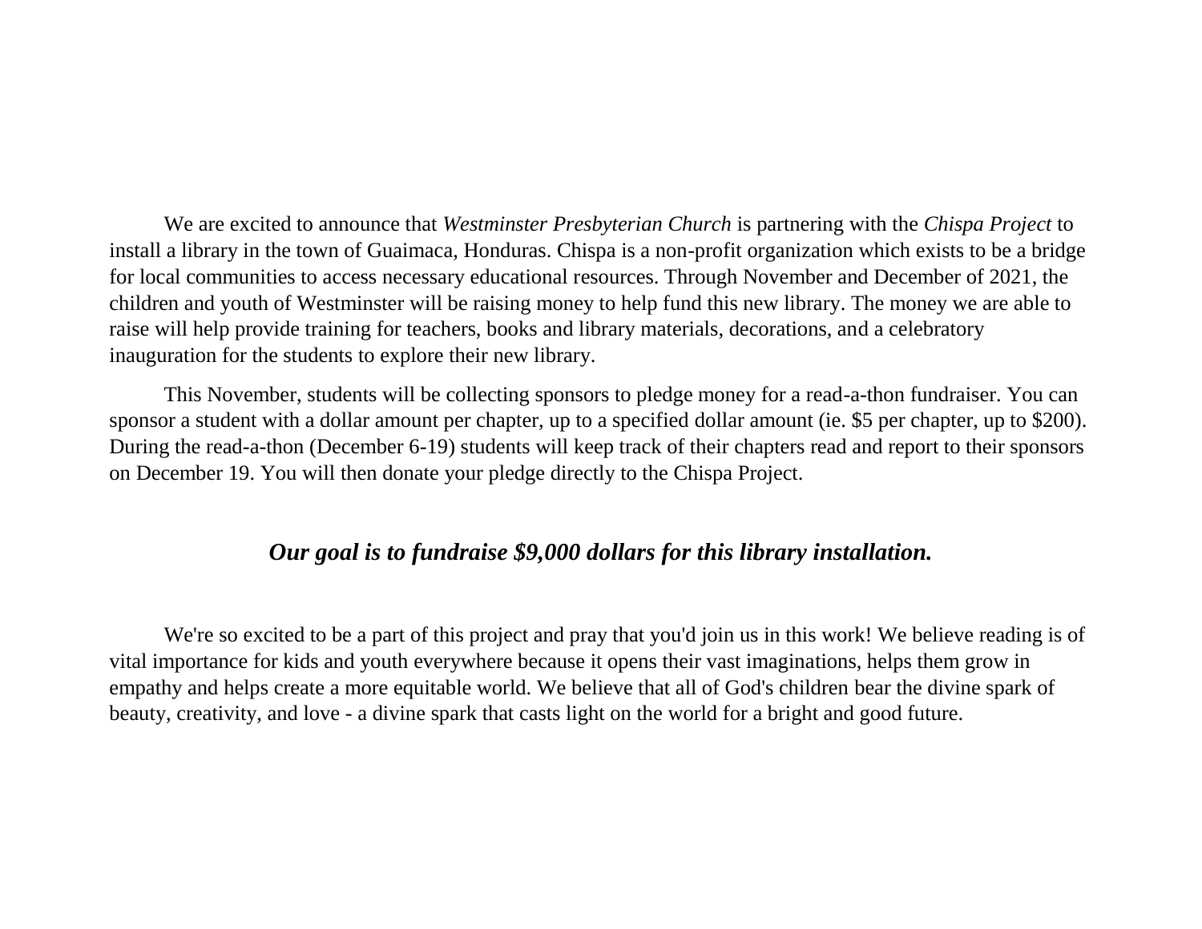We are excited to announce that *Westminster Presbyterian Church* is partnering with the *Chispa Project* to install a library in the town of Guaimaca, Honduras. Chispa is a non-profit organization which exists to be a bridge for local communities to access necessary educational resources. Through November and December of 2021, the children and youth of Westminster will be raising money to help fund this new library. The money we are able to raise will help provide training for teachers, books and library materials, decorations, and a celebratory inauguration for the students to explore their new library.

This November, students will be collecting sponsors to pledge money for a read-a-thon fundraiser. You can sponsor a student with a dollar amount per chapter, up to a specified dollar amount (ie. $5 per chapter, up to $200). During the read-a-thon (December 6-19) students will keep track of their chapters read and report to their sponsors on December 19. You will then donate your pledge directly to the Chispa Project.

***Our goal is to fundraise $9,000 dollars for this library installation.***

We're so excited to be a part of this project and pray that you'd join us in this work! We believe reading is of vital importance for kids and youth everywhere because it opens their vast imaginations, helps them grow in empathy and helps create a more equitable world. We believe that all of God's children bear the divine spark of beauty, creativity, and love - a divine spark that casts light on the world for a bright and good future.